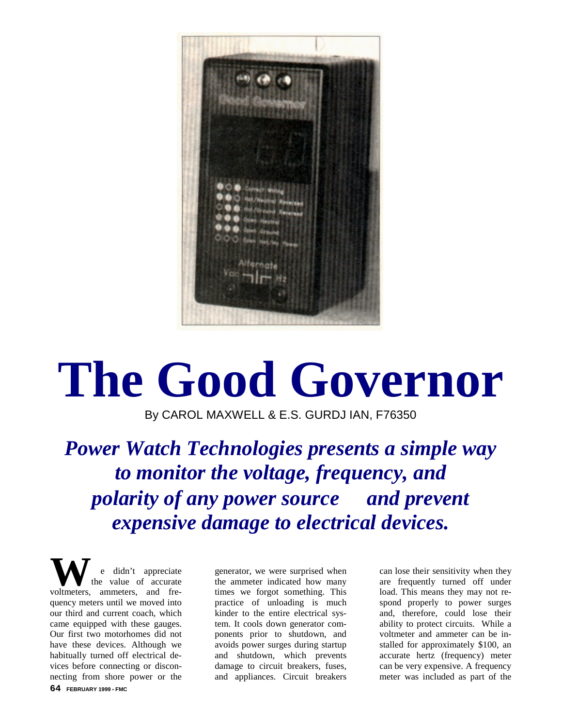# The Good Governor

By CAROL MAXWELL & E.S. GURDJ IAN, F76350

***Power Watch Technologies presents a simple way to monitor the voltage, frequency, and polarity of any power source and prevent expensive damage to electrical devices.***

We didn't appreciate the value of accurate voltmeters, ammeters, and frequency meters until we moved into our third and current coach, which came equipped with these gauges. Our first two motorhomes did not have these devices. Although we habitually turned off electrical devices before connecting or disconnecting from shore power or the generator, we were surprised when the ammeter indicated how many times we forgot something. This practice of unloading is much kinder to the entire electrical system. It cools down generator components prior to shutdown, and avoids power surges during startup and shutdown, which prevents damage to circuit breakers, fuses, and appliances. Circuit breakers can lose their sensitivity when they are frequently turned off under load. This means they may not respond properly to power surges and, therefore, could lose their ability to protect circuits. While a voltmeter and ammeter can be installed for approximately $100, an accurate hertz (frequency) meter can be very expensive. A frequency meter was included as part of the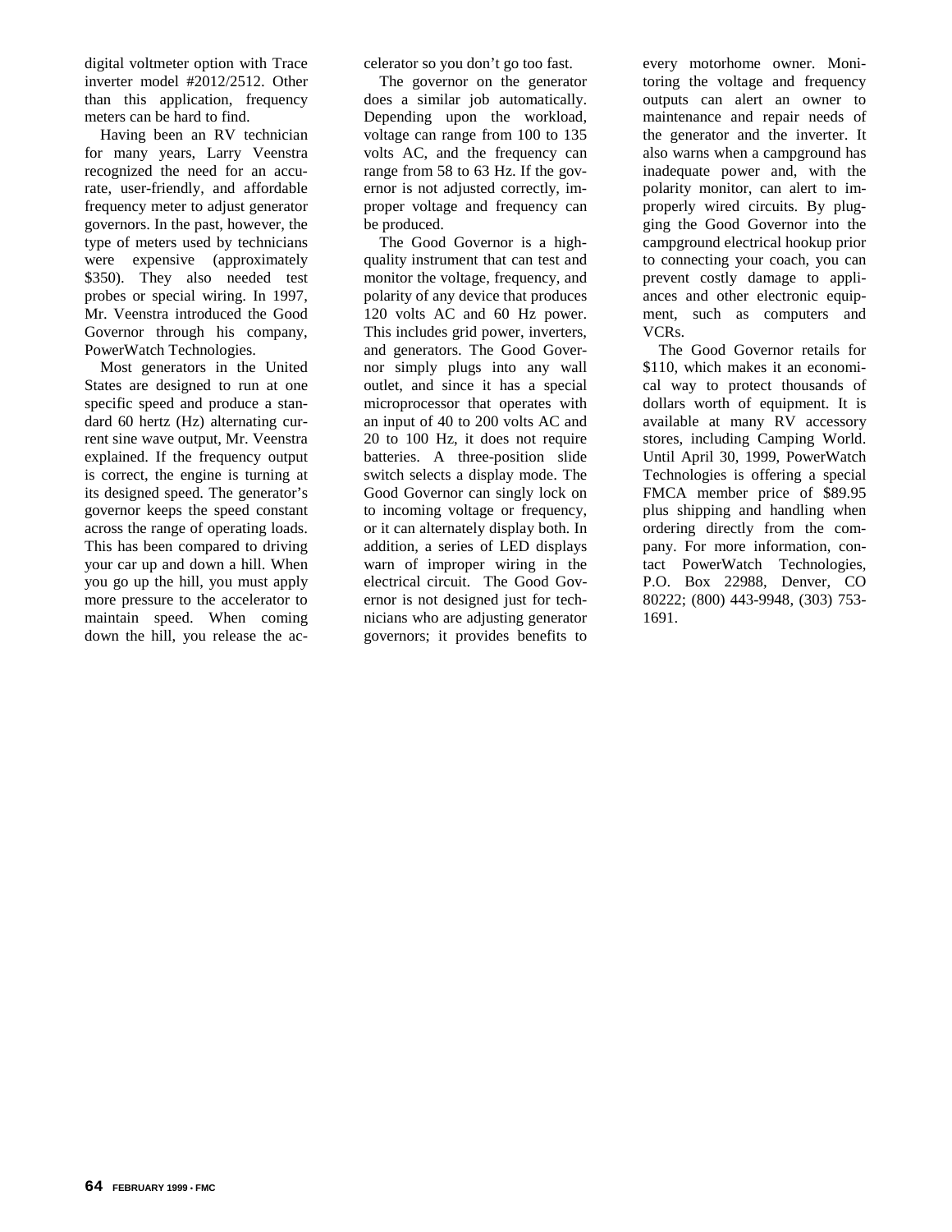digital voltmeter option with Trace inverter model #2012/2512. Other than this application, frequency meters can be hard to find.

Having been an RV technician for many years, Larry Veenstra recognized the need for an accurate, user-friendly, and affordable frequency meter to adjust generator governors. In the past, however, the type of meters used by technicians were expensive (approximately $350). They also needed test probes or special wiring. In 1997, Mr. Veenstra introduced the Good Governor through his company, PowerWatch Technologies.

Most generators in the United States are designed to run at one specific speed and produce a standard 60 hertz (Hz) alternating current sine wave output, Mr. Veenstra explained. If the frequency output is correct, the engine is turning at its designed speed. The generator's governor keeps the speed constant across the range of operating loads. This has been compared to driving your car up and down a hill. When you go up the hill, you must apply more pressure to the accelerator to maintain speed. When coming down the hill, you release the accelerator so you don't go too fast.

The governor on the generator does a similar job automatically. Depending upon the workload, voltage can range from 100 to 135 volts AC, and the frequency can range from 58 to 63 Hz. If the governor is not adjusted correctly, improper voltage and frequency can be produced.

The Good Governor is a high-quality instrument that can test and monitor the voltage, frequency, and polarity of any device that produces 120 volts AC and 60 Hz power. This includes grid power, inverters, and generators. The Good Governor simply plugs into any wall outlet, and since it has a special microprocessor that operates with an input of 40 to 200 volts AC and 20 to 100 Hz, it does not require batteries. A three-position slide switch selects a display mode. The Good Governor can singly lock on to incoming voltage or frequency, or it can alternately display both. In addition, a series of LED displays warn of improper wiring in the electrical circuit. The Good Governor is not designed just for technicians who are adjusting generator governors; it provides benefits to every motorhome owner. Monitoring the voltage and frequency outputs can alert an owner to maintenance and repair needs of the generator and the inverter. It also warns when a campground has inadequate power and, with the polarity monitor, can alert to improperly wired circuits. By plugging the Good Governor into the campground electrical hookup prior to connecting your coach, you can prevent costly damage to appliances and other electronic equipment, such as computers and VCRs.

The Good Governor retails for $110, which makes it an economical way to protect thousands of dollars worth of equipment. It is available at many RV accessory stores, including Camping World. Until April 30, 1999, PowerWatch Technologies is offering a special FMCA member price of $89.95 plus shipping and handling when ordering directly from the company. For more information, contact PowerWatch Technologies, P.O. Box 22988, Denver, CO 80222; (800) 443-9948, (303) 753-1691.